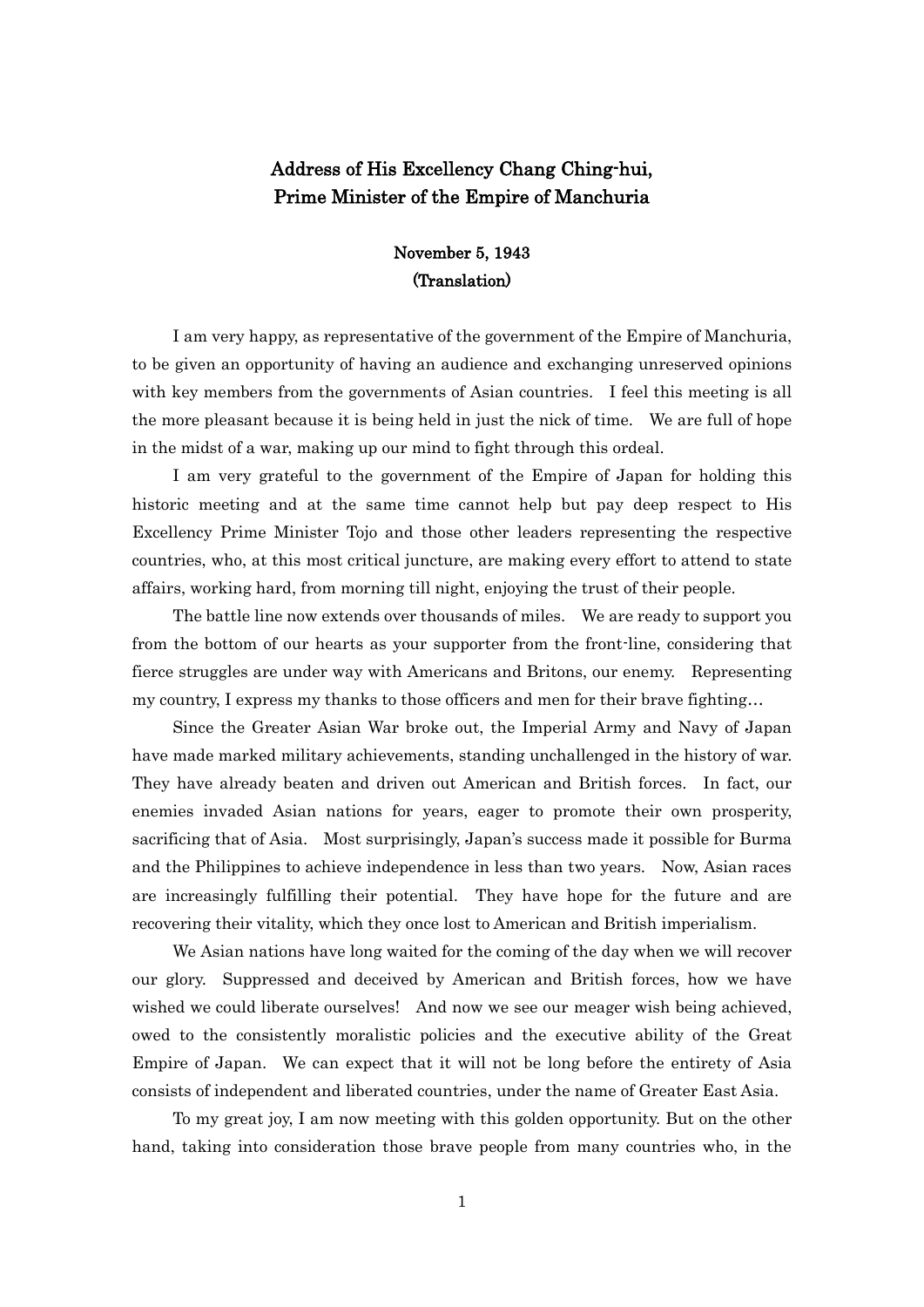## Address of His Excellency Chang Ching-hui, Prime Minister of the Empire of Manchuria

**November 5, 1943**
**(Translation)**

I am very happy, as representative of the government of the Empire of Manchuria, to be given an opportunity of having an audience and exchanging unreserved opinions with key members from the governments of Asian countries. I feel this meeting is all the more pleasant because it is being held in just the nick of time. We are full of hope in the midst of a war, making up our mind to fight through this ordeal.

I am very grateful to the government of the Empire of Japan for holding this historic meeting and at the same time cannot help but pay deep respect to His Excellency Prime Minister Tojo and those other leaders representing the respective countries, who, at this most critical juncture, are making every effort to attend to state affairs, working hard, from morning till night, enjoying the trust of their people.

The battle line now extends over thousands of miles. We are ready to support you from the bottom of our hearts as your supporter from the front-line, considering that fierce struggles are under way with Americans and Britons, our enemy. Representing my country, I express my thanks to those officers and men for their brave fighting…

Since the Greater Asian War broke out, the Imperial Army and Navy of Japan have made marked military achievements, standing unchallenged in the history of war. They have already beaten and driven out American and British forces. In fact, our enemies invaded Asian nations for years, eager to promote their own prosperity, sacrificing that of Asia. Most surprisingly, Japan's success made it possible for Burma and the Philippines to achieve independence in less than two years. Now, Asian races are increasingly fulfilling their potential. They have hope for the future and are recovering their vitality, which they once lost to American and British imperialism.

We Asian nations have long waited for the coming of the day when we will recover our glory. Suppressed and deceived by American and British forces, how we have wished we could liberate ourselves! And now we see our meager wish being achieved, owed to the consistently moralistic policies and the executive ability of the Great Empire of Japan. We can expect that it will not be long before the entirety of Asia consists of independent and liberated countries, under the name of Greater East Asia.

To my great joy, I am now meeting with this golden opportunity. But on the other hand, taking into consideration those brave people from many countries who, in the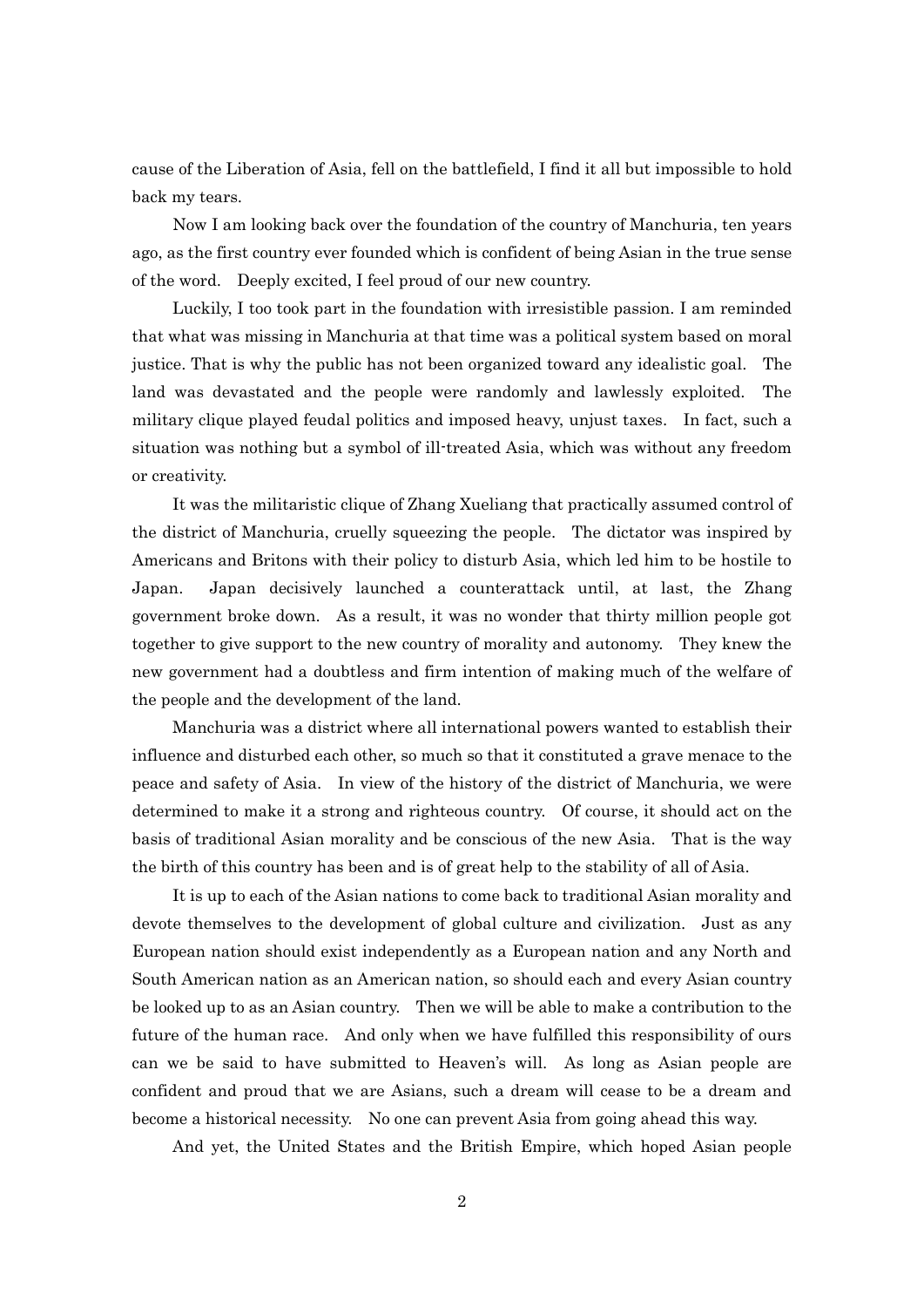cause of the Liberation of Asia, fell on the battlefield, I find it all but impossible to hold back my tears.

Now I am looking back over the foundation of the country of Manchuria, ten years ago, as the first country ever founded which is confident of being Asian in the true sense of the word. Deeply excited, I feel proud of our new country.

Luckily, I too took part in the foundation with irresistible passion. I am reminded that what was missing in Manchuria at that time was a political system based on moral justice. That is why the public has not been organized toward any idealistic goal. The land was devastated and the people were randomly and lawlessly exploited. The military clique played feudal politics and imposed heavy, unjust taxes. In fact, such a situation was nothing but a symbol of ill-treated Asia, which was without any freedom or creativity.

It was the militaristic clique of Zhang Xueliang that practically assumed control of the district of Manchuria, cruelly squeezing the people. The dictator was inspired by Americans and Britons with their policy to disturb Asia, which led him to be hostile to Japan. Japan decisively launched a counterattack until, at last, the Zhang government broke down. As a result, it was no wonder that thirty million people got together to give support to the new country of morality and autonomy. They knew the new government had a doubtless and firm intention of making much of the welfare of the people and the development of the land.

Manchuria was a district where all international powers wanted to establish their influence and disturbed each other, so much so that it constituted a grave menace to the peace and safety of Asia. In view of the history of the district of Manchuria, we were determined to make it a strong and righteous country. Of course, it should act on the basis of traditional Asian morality and be conscious of the new Asia. That is the way the birth of this country has been and is of great help to the stability of all of Asia.

It is up to each of the Asian nations to come back to traditional Asian morality and devote themselves to the development of global culture and civilization. Just as any European nation should exist independently as a European nation and any North and South American nation as an American nation, so should each and every Asian country be looked up to as an Asian country. Then we will be able to make a contribution to the future of the human race. And only when we have fulfilled this responsibility of ours can we be said to have submitted to Heaven's will. As long as Asian people are confident and proud that we are Asians, such a dream will cease to be a dream and become a historical necessity. No one can prevent Asia from going ahead this way.

And yet, the United States and the British Empire, which hoped Asian people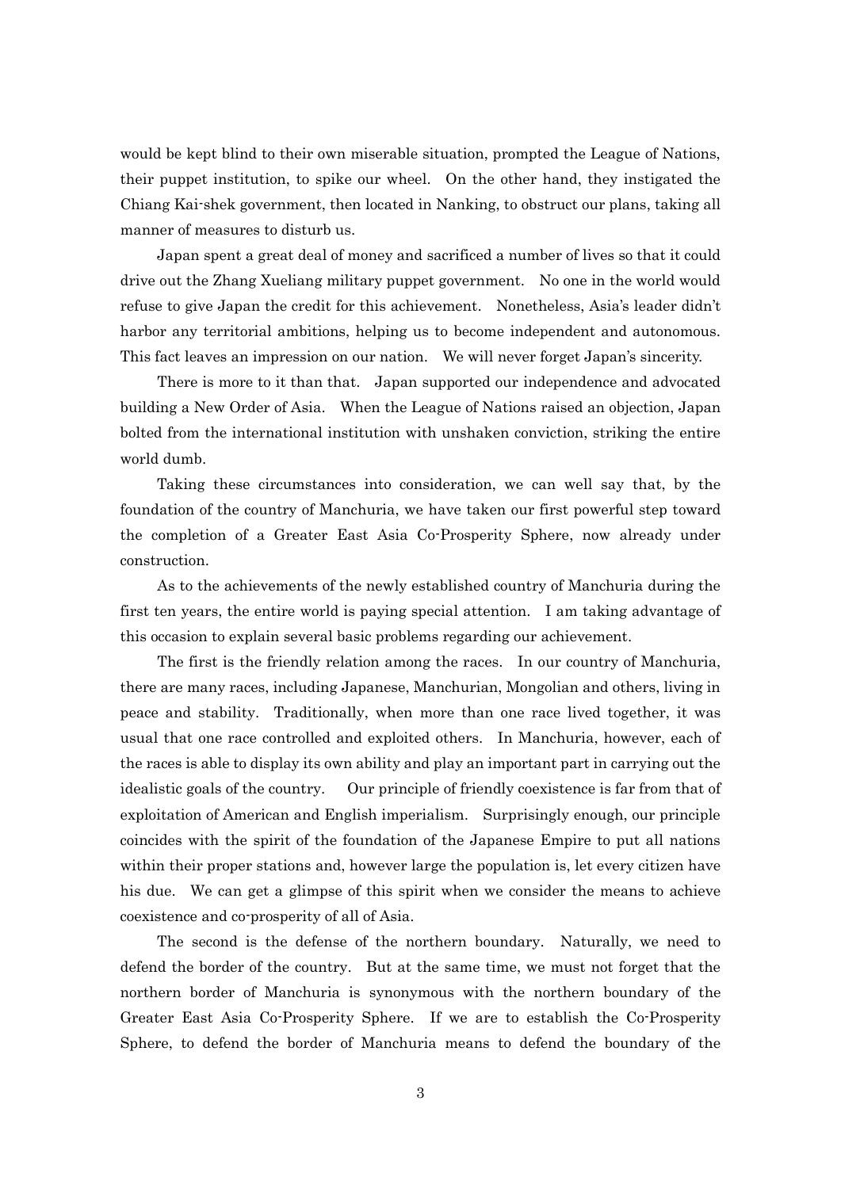would be kept blind to their own miserable situation, prompted the League of Nations, their puppet institution, to spike our wheel. On the other hand, they instigated the Chiang Kai-shek government, then located in Nanking, to obstruct our plans, taking all manner of measures to disturb us.

Japan spent a great deal of money and sacrificed a number of lives so that it could drive out the Zhang Xueliang military puppet government. No one in the world would refuse to give Japan the credit for this achievement. Nonetheless, Asia's leader didn't harbor any territorial ambitions, helping us to become independent and autonomous. This fact leaves an impression on our nation. We will never forget Japan's sincerity.

There is more to it than that. Japan supported our independence and advocated building a New Order of Asia. When the League of Nations raised an objection, Japan bolted from the international institution with unshaken conviction, striking the entire world dumb.

Taking these circumstances into consideration, we can well say that, by the foundation of the country of Manchuria, we have taken our first powerful step toward the completion of a Greater East Asia Co-Prosperity Sphere, now already under construction.

As to the achievements of the newly established country of Manchuria during the first ten years, the entire world is paying special attention. I am taking advantage of this occasion to explain several basic problems regarding our achievement.

The first is the friendly relation among the races. In our country of Manchuria, there are many races, including Japanese, Manchurian, Mongolian and others, living in peace and stability. Traditionally, when more than one race lived together, it was usual that one race controlled and exploited others. In Manchuria, however, each of the races is able to display its own ability and play an important part in carrying out the idealistic goals of the country. Our principle of friendly coexistence is far from that of exploitation of American and English imperialism. Surprisingly enough, our principle coincides with the spirit of the foundation of the Japanese Empire to put all nations within their proper stations and, however large the population is, let every citizen have his due. We can get a glimpse of this spirit when we consider the means to achieve coexistence and co-prosperity of all of Asia.

The second is the defense of the northern boundary. Naturally, we need to defend the border of the country. But at the same time, we must not forget that the northern border of Manchuria is synonymous with the northern boundary of the Greater East Asia Co-Prosperity Sphere. If we are to establish the Co-Prosperity Sphere, to defend the border of Manchuria means to defend the boundary of the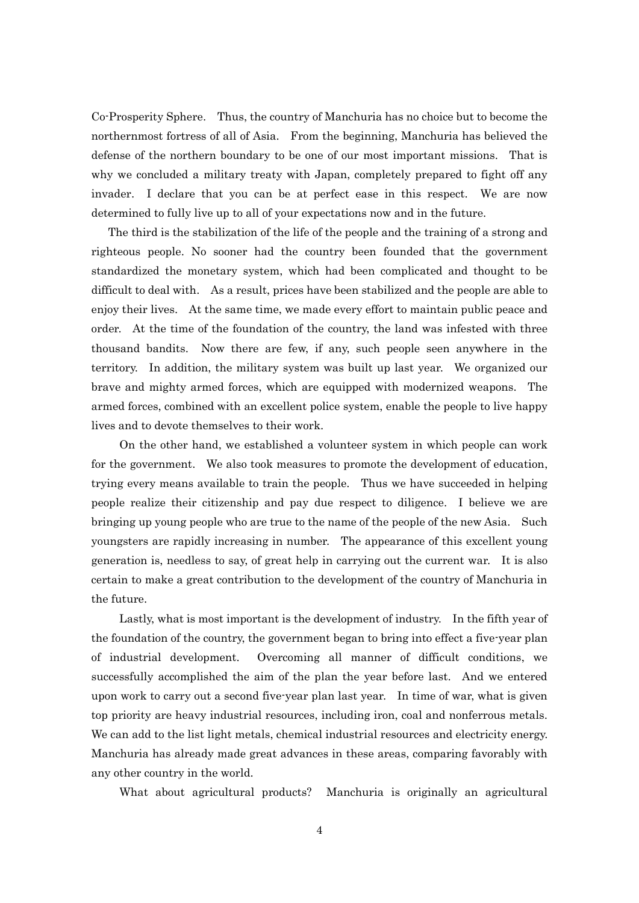Co-Prosperity Sphere. Thus, the country of Manchuria has no choice but to become the northernmost fortress of all of Asia. From the beginning, Manchuria has believed the defense of the northern boundary to be one of our most important missions. That is why we concluded a military treaty with Japan, completely prepared to fight off any invader. I declare that you can be at perfect ease in this respect. We are now determined to fully live up to all of your expectations now and in the future.

The third is the stabilization of the life of the people and the training of a strong and righteous people. No sooner had the country been founded that the government standardized the monetary system, which had been complicated and thought to be difficult to deal with. As a result, prices have been stabilized and the people are able to enjoy their lives. At the same time, we made every effort to maintain public peace and order. At the time of the foundation of the country, the land was infested with three thousand bandits. Now there are few, if any, such people seen anywhere in the territory. In addition, the military system was built up last year. We organized our brave and mighty armed forces, which are equipped with modernized weapons. The armed forces, combined with an excellent police system, enable the people to live happy lives and to devote themselves to their work.

On the other hand, we established a volunteer system in which people can work for the government. We also took measures to promote the development of education, trying every means available to train the people. Thus we have succeeded in helping people realize their citizenship and pay due respect to diligence. I believe we are bringing up young people who are true to the name of the people of the new Asia. Such youngsters are rapidly increasing in number. The appearance of this excellent young generation is, needless to say, of great help in carrying out the current war. It is also certain to make a great contribution to the development of the country of Manchuria in the future.

Lastly, what is most important is the development of industry. In the fifth year of the foundation of the country, the government began to bring into effect a five-year plan of industrial development. Overcoming all manner of difficult conditions, we successfully accomplished the aim of the plan the year before last. And we entered upon work to carry out a second five-year plan last year. In time of war, what is given top priority are heavy industrial resources, including iron, coal and nonferrous metals. We can add to the list light metals, chemical industrial resources and electricity energy. Manchuria has already made great advances in these areas, comparing favorably with any other country in the world.

What about agricultural products? Manchuria is originally an agricultural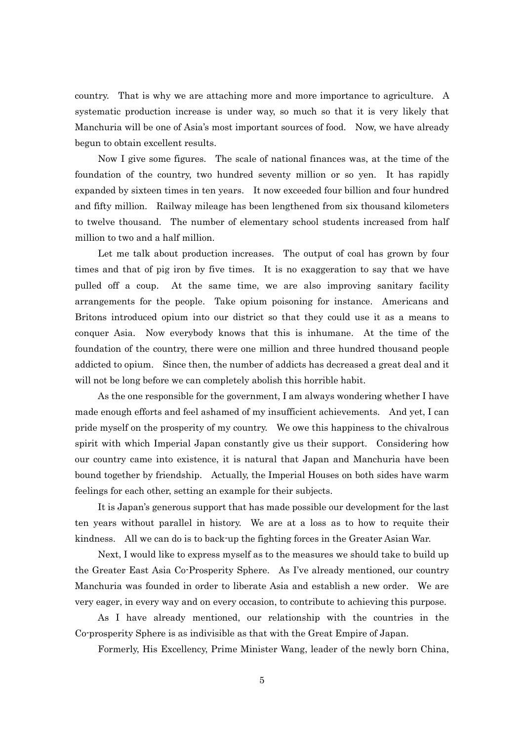country. That is why we are attaching more and more importance to agriculture. A systematic production increase is under way, so much so that it is very likely that Manchuria will be one of Asia's most important sources of food. Now, we have already begun to obtain excellent results.

Now I give some figures. The scale of national finances was, at the time of the foundation of the country, two hundred seventy million or so yen. It has rapidly expanded by sixteen times in ten years. It now exceeded four billion and four hundred and fifty million. Railway mileage has been lengthened from six thousand kilometers to twelve thousand. The number of elementary school students increased from half million to two and a half million.

Let me talk about production increases. The output of coal has grown by four times and that of pig iron by five times. It is no exaggeration to say that we have pulled off a coup. At the same time, we are also improving sanitary facility arrangements for the people. Take opium poisoning for instance. Americans and Britons introduced opium into our district so that they could use it as a means to conquer Asia. Now everybody knows that this is inhumane. At the time of the foundation of the country, there were one million and three hundred thousand people addicted to opium. Since then, the number of addicts has decreased a great deal and it will not be long before we can completely abolish this horrible habit.

As the one responsible for the government, I am always wondering whether I have made enough efforts and feel ashamed of my insufficient achievements. And yet, I can pride myself on the prosperity of my country. We owe this happiness to the chivalrous spirit with which Imperial Japan constantly give us their support. Considering how our country came into existence, it is natural that Japan and Manchuria have been bound together by friendship. Actually, the Imperial Houses on both sides have warm feelings for each other, setting an example for their subjects.

It is Japan's generous support that has made possible our development for the last ten years without parallel in history. We are at a loss as to how to requite their kindness. All we can do is to back-up the fighting forces in the Greater Asian War.

Next, I would like to express myself as to the measures we should take to build up the Greater East Asia Co-Prosperity Sphere. As I've already mentioned, our country Manchuria was founded in order to liberate Asia and establish a new order. We are very eager, in every way and on every occasion, to contribute to achieving this purpose.

As I have already mentioned, our relationship with the countries in the Co-prosperity Sphere is as indivisible as that with the Great Empire of Japan.

Formerly, His Excellency, Prime Minister Wang, leader of the newly born China,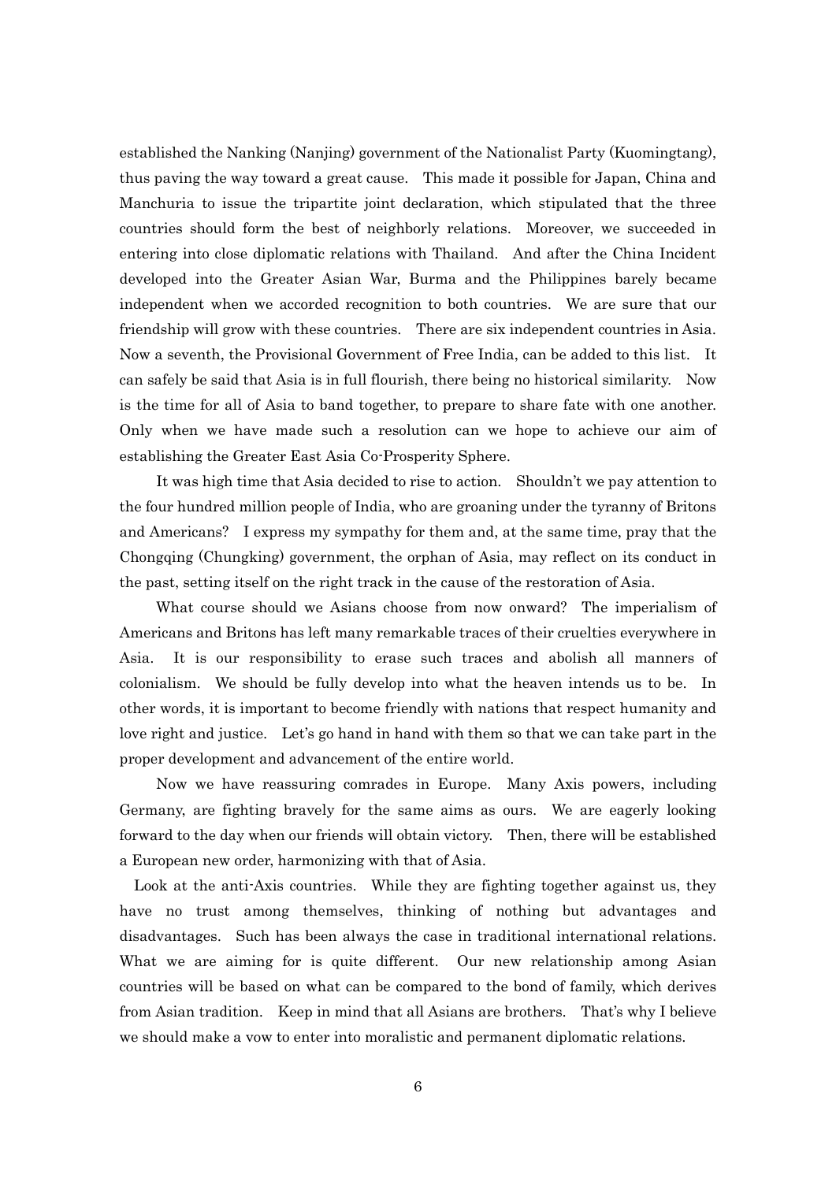established the Nanking (Nanjing) government of the Nationalist Party (Kuomingtang), thus paving the way toward a great cause. This made it possible for Japan, China and Manchuria to issue the tripartite joint declaration, which stipulated that the three countries should form the best of neighborly relations. Moreover, we succeeded in entering into close diplomatic relations with Thailand. And after the China Incident developed into the Greater Asian War, Burma and the Philippines barely became independent when we accorded recognition to both countries. We are sure that our friendship will grow with these countries. There are six independent countries in Asia. Now a seventh, the Provisional Government of Free India, can be added to this list. It can safely be said that Asia is in full flourish, there being no historical similarity. Now is the time for all of Asia to band together, to prepare to share fate with one another. Only when we have made such a resolution can we hope to achieve our aim of establishing the Greater East Asia Co-Prosperity Sphere.

It was high time that Asia decided to rise to action. Shouldn't we pay attention to the four hundred million people of India, who are groaning under the tyranny of Britons and Americans? I express my sympathy for them and, at the same time, pray that the Chongqing (Chungking) government, the orphan of Asia, may reflect on its conduct in the past, setting itself on the right track in the cause of the restoration of Asia.

What course should we Asians choose from now onward? The imperialism of Americans and Britons has left many remarkable traces of their cruelties everywhere in Asia. It is our responsibility to erase such traces and abolish all manners of colonialism. We should be fully develop into what the heaven intends us to be. In other words, it is important to become friendly with nations that respect humanity and love right and justice. Let's go hand in hand with them so that we can take part in the proper development and advancement of the entire world.

Now we have reassuring comrades in Europe. Many Axis powers, including Germany, are fighting bravely for the same aims as ours. We are eagerly looking forward to the day when our friends will obtain victory. Then, there will be established a European new order, harmonizing with that of Asia.

Look at the anti-Axis countries. While they are fighting together against us, they have no trust among themselves, thinking of nothing but advantages and disadvantages. Such has been always the case in traditional international relations. What we are aiming for is quite different. Our new relationship among Asian countries will be based on what can be compared to the bond of family, which derives from Asian tradition. Keep in mind that all Asians are brothers. That's why I believe we should make a vow to enter into moralistic and permanent diplomatic relations.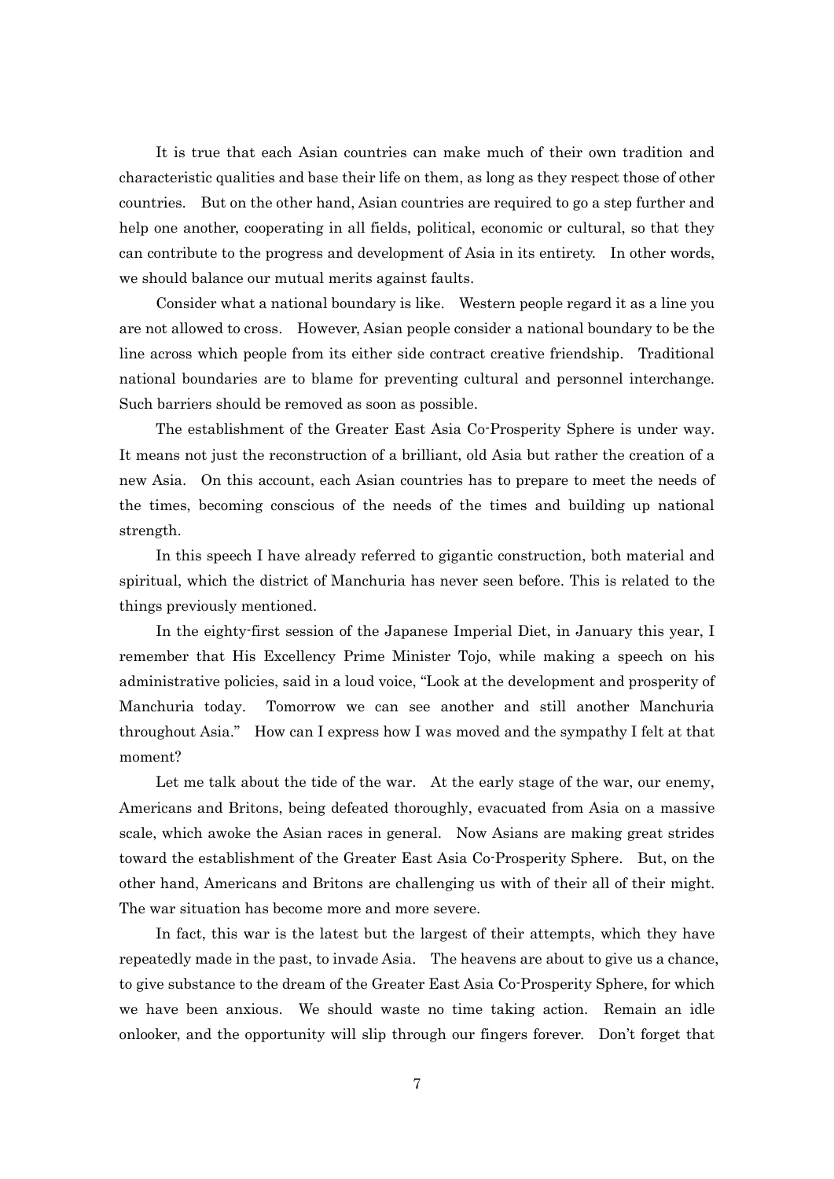It is true that each Asian countries can make much of their own tradition and characteristic qualities and base their life on them, as long as they respect those of other countries. But on the other hand, Asian countries are required to go a step further and help one another, cooperating in all fields, political, economic or cultural, so that they can contribute to the progress and development of Asia in its entirety. In other words, we should balance our mutual merits against faults.

Consider what a national boundary is like. Western people regard it as a line you are not allowed to cross. However, Asian people consider a national boundary to be the line across which people from its either side contract creative friendship. Traditional national boundaries are to blame for preventing cultural and personnel interchange. Such barriers should be removed as soon as possible.

The establishment of the Greater East Asia Co-Prosperity Sphere is under way. It means not just the reconstruction of a brilliant, old Asia but rather the creation of a new Asia. On this account, each Asian countries has to prepare to meet the needs of the times, becoming conscious of the needs of the times and building up national strength.

In this speech I have already referred to gigantic construction, both material and spiritual, which the district of Manchuria has never seen before. This is related to the things previously mentioned.

In the eighty-first session of the Japanese Imperial Diet, in January this year, I remember that His Excellency Prime Minister Tojo, while making a speech on his administrative policies, said in a loud voice, "Look at the development and prosperity of Manchuria today. Tomorrow we can see another and still another Manchuria throughout Asia." How can I express how I was moved and the sympathy I felt at that moment?

Let me talk about the tide of the war. At the early stage of the war, our enemy, Americans and Britons, being defeated thoroughly, evacuated from Asia on a massive scale, which awoke the Asian races in general. Now Asians are making great strides toward the establishment of the Greater East Asia Co-Prosperity Sphere. But, on the other hand, Americans and Britons are challenging us with of their all of their might. The war situation has become more and more severe.

In fact, this war is the latest but the largest of their attempts, which they have repeatedly made in the past, to invade Asia. The heavens are about to give us a chance, to give substance to the dream of the Greater East Asia Co-Prosperity Sphere, for which we have been anxious. We should waste no time taking action. Remain an idle onlooker, and the opportunity will slip through our fingers forever. Don't forget that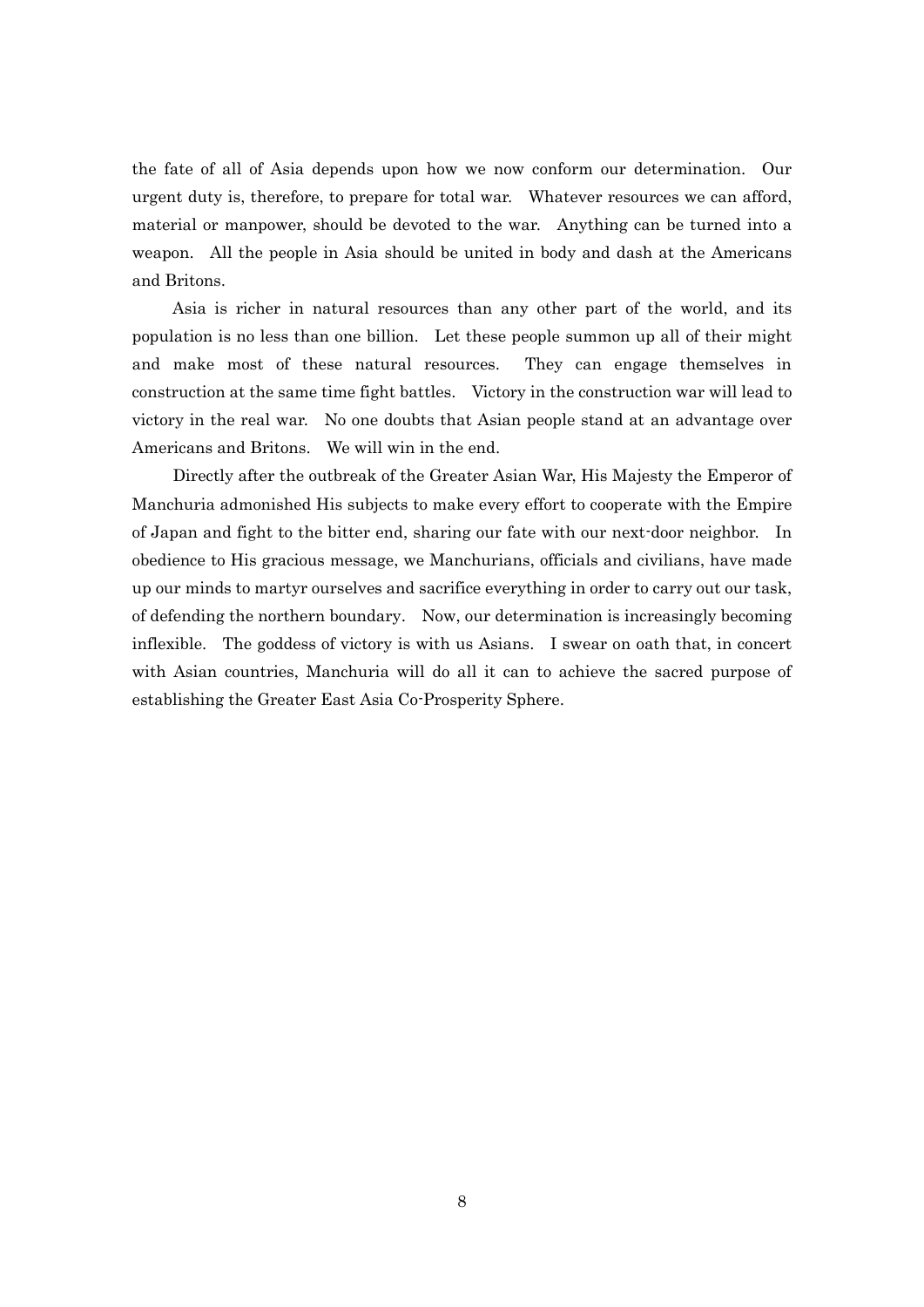the fate of all of Asia depends upon how we now conform our determination. Our urgent duty is, therefore, to prepare for total war. Whatever resources we can afford, material or manpower, should be devoted to the war. Anything can be turned into a weapon. All the people in Asia should be united in body and dash at the Americans and Britons.

Asia is richer in natural resources than any other part of the world, and its population is no less than one billion. Let these people summon up all of their might and make most of these natural resources. They can engage themselves in construction at the same time fight battles. Victory in the construction war will lead to victory in the real war. No one doubts that Asian people stand at an advantage over Americans and Britons. We will win in the end.

Directly after the outbreak of the Greater Asian War, His Majesty the Emperor of Manchuria admonished His subjects to make every effort to cooperate with the Empire of Japan and fight to the bitter end, sharing our fate with our next-door neighbor. In obedience to His gracious message, we Manchurians, officials and civilians, have made up our minds to martyr ourselves and sacrifice everything in order to carry out our task, of defending the northern boundary. Now, our determination is increasingly becoming inflexible. The goddess of victory is with us Asians. I swear on oath that, in concert with Asian countries, Manchuria will do all it can to achieve the sacred purpose of establishing the Greater East Asia Co-Prosperity Sphere.